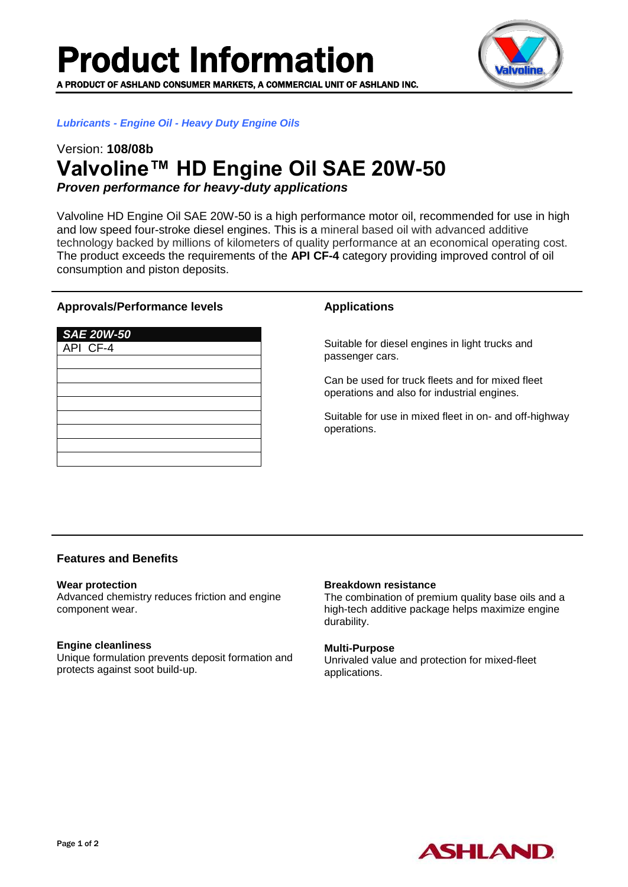# Product Information

**A PRODUCT OF ASHLAND CONSUMER MARKETS, A COMMERCIAL UNIT OF ASHLAND INC.**

***Lubricants - Engine Oil - Heavy Duty Engine Oils***

Version: **108/08b**

# Valvoline™ HD Engine Oil SAE 20W-50

***Proven performance for heavy-duty applications***

Valvoline HD Engine Oil SAE 20W-50 is a high performance motor oil, recommended for use in high and low speed four-stroke diesel engines. This is a mineral based oil with advanced additive technology backed by millions of kilometers of quality performance at an economical operating cost. The product exceeds the requirements of the **API CF-4** category providing improved control of oil consumption and piston deposits.

## Approvals/Performance levels

| *SAE 20W-50* |
|---|
| API CF-4 |

## Applications

Suitable for diesel engines in light trucks and passenger cars.

Can be used for truck fleets and for mixed fleet operations and also for industrial engines.

Suitable for use in mixed fleet in on- and off-highway operations.

## Features and Benefits

**Wear protection**
Advanced chemistry reduces friction and engine component wear.

**Engine cleanliness**
Unique formulation prevents deposit formation and protects against soot build-up.

**Breakdown resistance**
The combination of premium quality base oils and a high-tech additive package helps maximize engine durability.

**Multi-Purpose**
Unrivaled value and protection for mixed-fleet applications.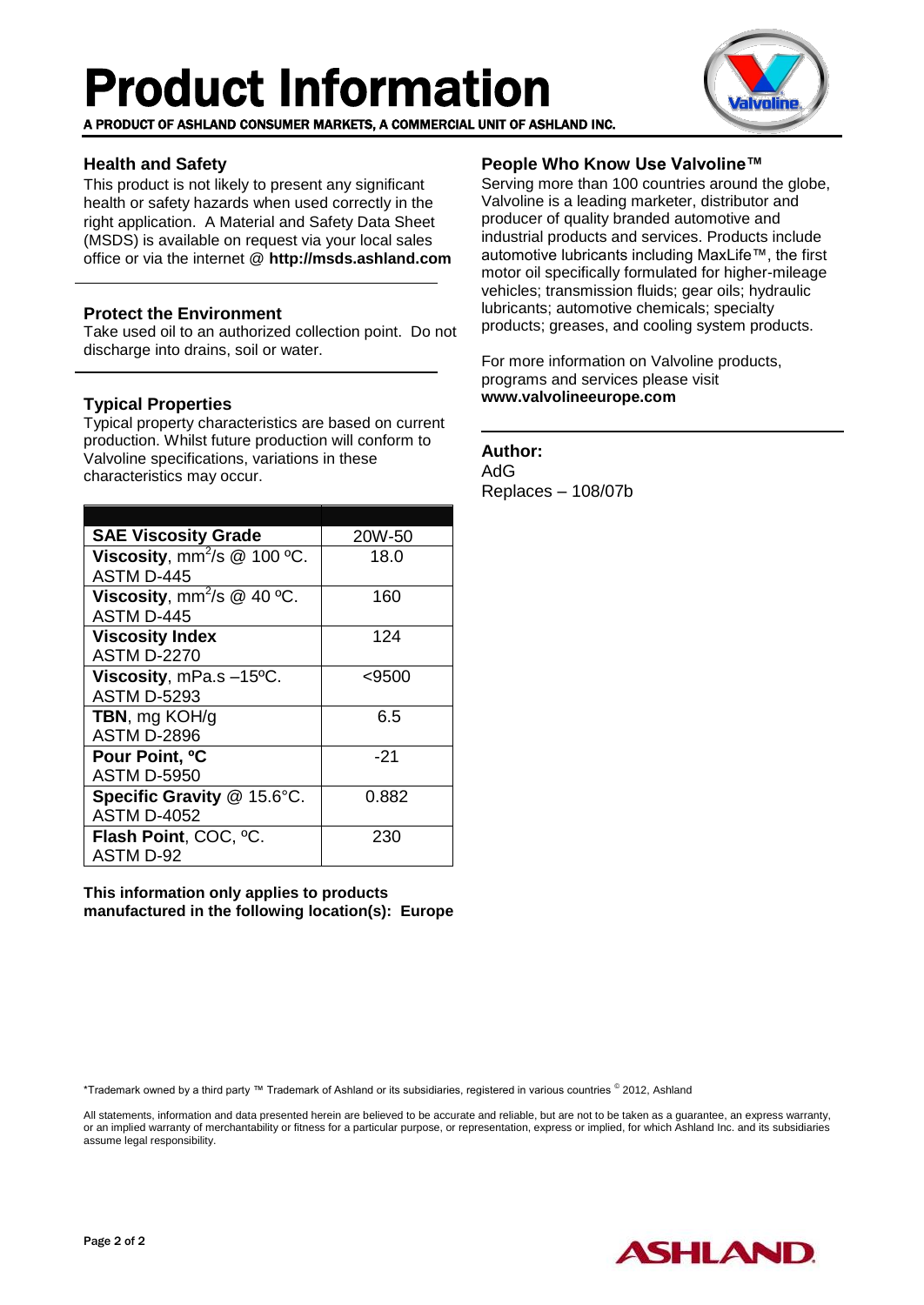# Product Information

A PRODUCT OF ASHLAND CONSUMER MARKETS, A COMMERCIAL UNIT OF ASHLAND INC.

## Health and Safety

This product is not likely to present any significant health or safety hazards when used correctly in the right application. A Material and Safety Data Sheet (MSDS) is available on request via your local sales office or via the internet @ **http://msds.ashland.com**

## Protect the Environment

Take used oil to an authorized collection point. Do not discharge into drains, soil or water.

## Typical Properties

Typical property characteristics are based on current production. Whilst future production will conform to Valvoline specifications, variations in these characteristics may occur.

| | |
|---|---|
| **SAE Viscosity Grade** | 20W-50 |
| **Viscosity**, $mm^2/s$ @ 100 ºC. ASTM D-445 | 18.0 |
| **Viscosity**, $mm^2/s$ @ 40 ºC. ASTM D-445 | 160 |
| **Viscosity Index** ASTM D-2270 | 124 |
| **Viscosity**, mPa.s –15ºC. ASTM D-5293 | <9500 |
| **TBN**, mg KOH/g ASTM D-2896 | 6.5 |
| **Pour Point, ºC** ASTM D-5950 | -21 |
| **Specific Gravity** @ 15.6°C. ASTM D-4052 | 0.882 |
| **Flash Point**, COC, ºC. ASTM D-92 | 230 |

**This information only applies to products manufactured in the following location(s): Europe**

## People Who Know Use Valvoline™

Serving more than 100 countries around the globe, Valvoline is a leading marketer, distributor and producer of quality branded automotive and industrial products and services. Products include automotive lubricants including MaxLife™, the first motor oil specifically formulated for higher-mileage vehicles; transmission fluids; gear oils; hydraulic lubricants; automotive chemicals; specialty products; greases, and cooling system products.

For more information on Valvoline products, programs and services please visit **www.valvolineeurope.com**

**Author:**
AdG
Replaces – 108/07b

*Trademark owned by a third party ™ Trademark of Ashland or its subsidiaries, registered in various countries © 2012, Ashland

All statements, information and data presented herein are believed to be accurate and reliable, but are not to be taken as a guarantee, an express warranty, or an implied warranty of merchantability or fitness for a particular purpose, or representation, express or implied, for which Ashland Inc. and its subsidiaries assume legal responsibility.